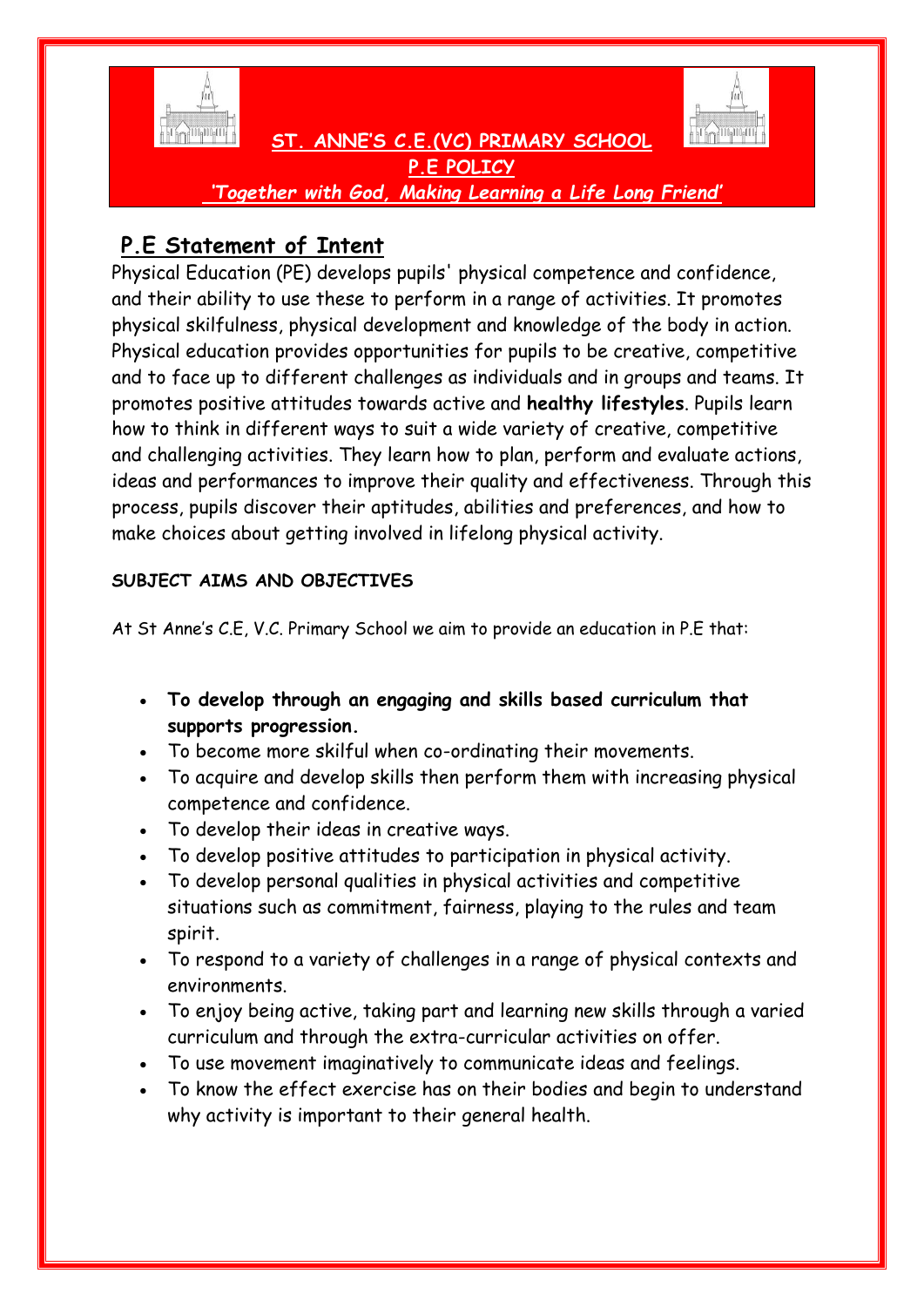# ST. ANNE'S C.E.(VC) PRIMARY SCHOOL

## P.E POLICY

*'Together with God, Making Learning a Life Long Friend'*

## P.E Statement of Intent

Physical Education (PE) develops pupils' physical competence and confidence, and their ability to use these to perform in a range of activities. It promotes physical skilfulness, physical development and knowledge of the body in action. Physical education provides opportunities for pupils to be creative, competitive and to face up to different challenges as individuals and in groups and teams. It promotes positive attitudes towards active and **healthy lifestyles**. Pupils learn how to think in different ways to suit a wide variety of creative, competitive and challenging activities. They learn how to plan, perform and evaluate actions, ideas and performances to improve their quality and effectiveness. Through this process, pupils discover their aptitudes, abilities and preferences, and how to make choices about getting involved in lifelong physical activity.

**SUBJECT AIMS AND OBJECTIVES**

At St Anne's C.E, V.C. Primary School we aim to provide an education in P.E that:

- **To develop through an engaging and skills based curriculum that supports progression.**
- To become more skilful when co-ordinating their movements.
- To acquire and develop skills then perform them with increasing physical competence and confidence.
- To develop their ideas in creative ways.
- To develop positive attitudes to participation in physical activity.
- To develop personal qualities in physical activities and competitive situations such as commitment, fairness, playing to the rules and team spirit.
- To respond to a variety of challenges in a range of physical contexts and environments.
- To enjoy being active, taking part and learning new skills through a varied curriculum and through the extra-curricular activities on offer.
- To use movement imaginatively to communicate ideas and feelings.
- To know the effect exercise has on their bodies and begin to understand why activity is important to their general health.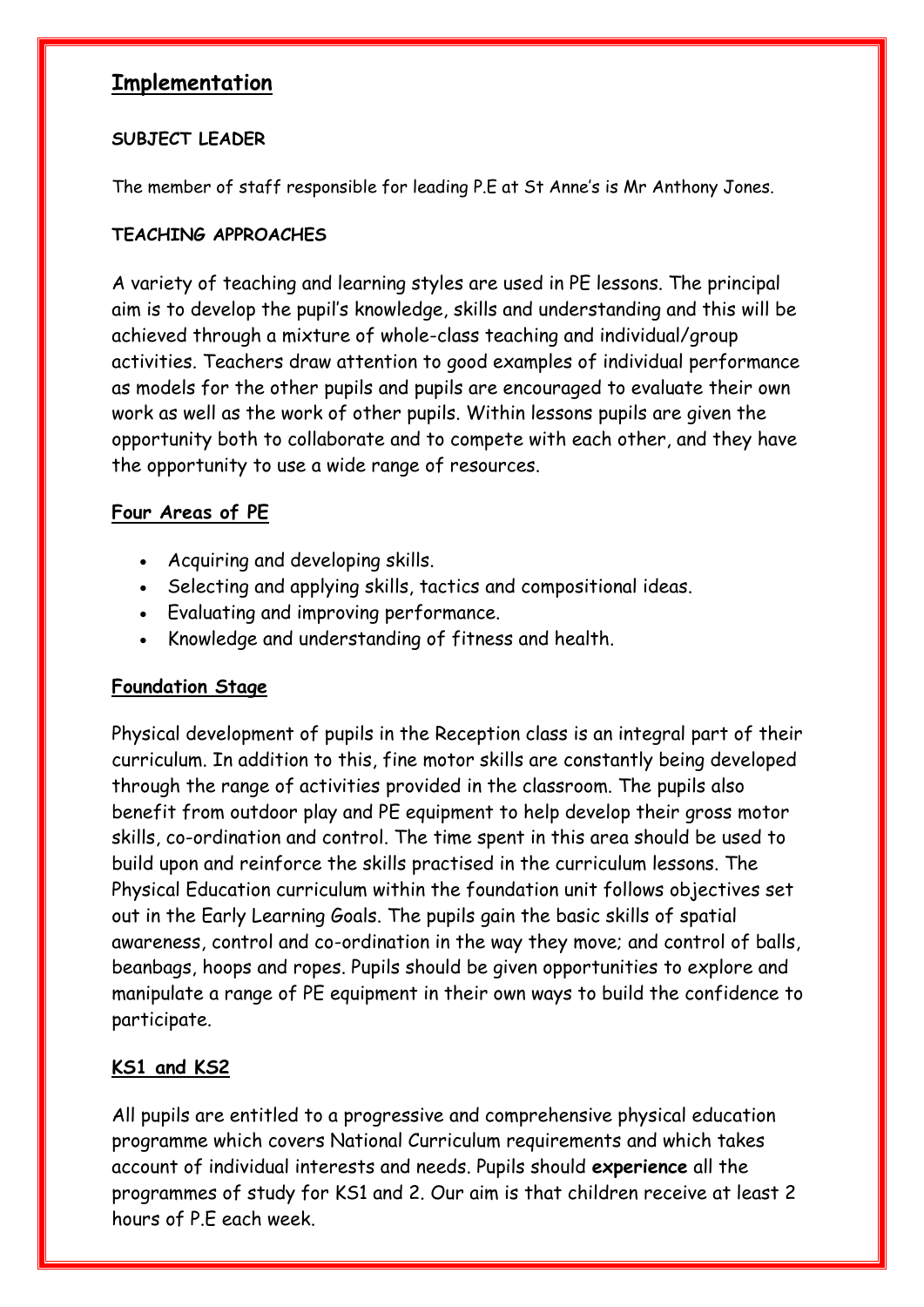## Implementation

**SUBJECT LEADER**

The member of staff responsible for leading P.E at St Anne's is Mr Anthony Jones.

**TEACHING APPROACHES**

A variety of teaching and learning styles are used in PE lessons. The principal aim is to develop the pupil's knowledge, skills and understanding and this will be achieved through a mixture of whole-class teaching and individual/group activities. Teachers draw attention to good examples of individual performance as models for the other pupils and pupils are encouraged to evaluate their own work as well as the work of other pupils. Within lessons pupils are given the opportunity both to collaborate and to compete with each other, and they have the opportunity to use a wide range of resources.

### Four Areas of PE

- Acquiring and developing skills.
- Selecting and applying skills, tactics and compositional ideas.
- Evaluating and improving performance.
- Knowledge and understanding of fitness and health.

### Foundation Stage

Physical development of pupils in the Reception class is an integral part of their curriculum. In addition to this, fine motor skills are constantly being developed through the range of activities provided in the classroom. The pupils also benefit from outdoor play and PE equipment to help develop their gross motor skills, co-ordination and control. The time spent in this area should be used to build upon and reinforce the skills practised in the curriculum lessons. The Physical Education curriculum within the foundation unit follows objectives set out in the Early Learning Goals. The pupils gain the basic skills of spatial awareness, control and co-ordination in the way they move; and control of balls, beanbags, hoops and ropes. Pupils should be given opportunities to explore and manipulate a range of PE equipment in their own ways to build the confidence to participate.

### KS1 and KS2

All pupils are entitled to a progressive and comprehensive physical education programme which covers National Curriculum requirements and which takes account of individual interests and needs. Pupils should **experience** all the programmes of study for KS1 and 2. Our aim is that children receive at least 2 hours of P.E each week.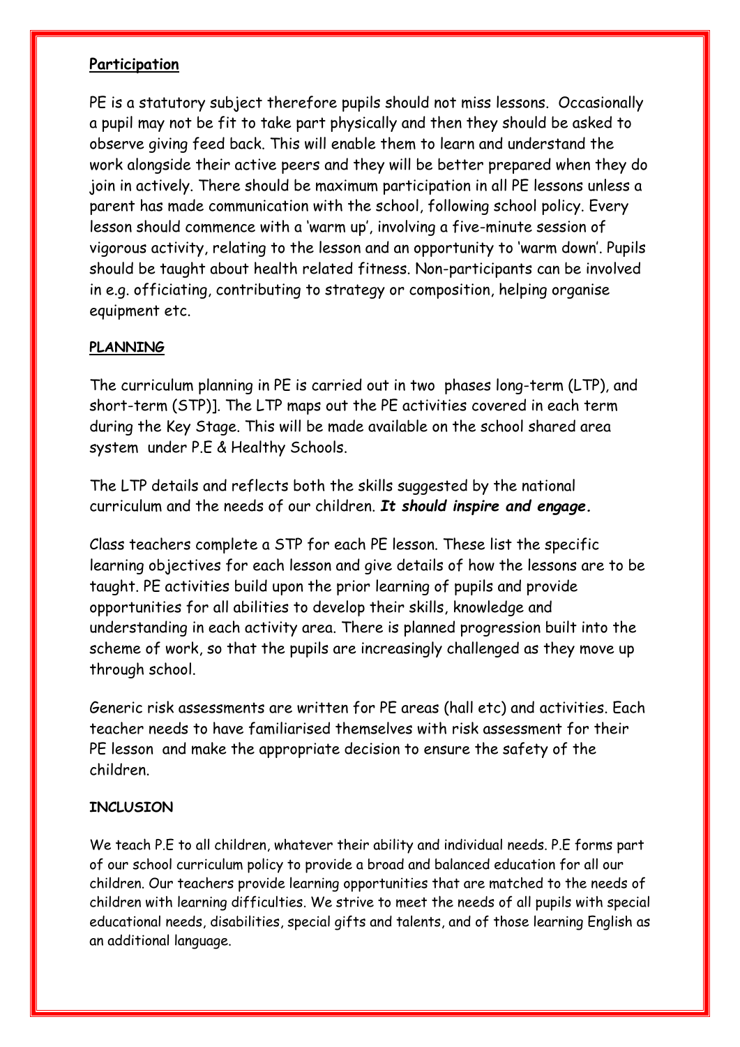**Participation**

PE is a statutory subject therefore pupils should not miss lessons. Occasionally a pupil may not be fit to take part physically and then they should be asked to observe giving feed back. This will enable them to learn and understand the work alongside their active peers and they will be better prepared when they do join in actively. There should be maximum participation in all PE lessons unless a parent has made communication with the school, following school policy. Every lesson should commence with a 'warm up', involving a five-minute session of vigorous activity, relating to the lesson and an opportunity to 'warm down'. Pupils should be taught about health related fitness. Non-participants can be involved in e.g. officiating, contributing to strategy or composition, helping organise equipment etc.

**PLANNING**

The curriculum planning in PE is carried out in two phases long-term (LTP), and short-term (STP)]. The LTP maps out the PE activities covered in each term during the Key Stage. This will be made available on the school shared area system under P.E & Healthy Schools.

The LTP details and reflects both the skills suggested by the national curriculum and the needs of our children. ***It should inspire and engage.***

Class teachers complete a STP for each PE lesson. These list the specific learning objectives for each lesson and give details of how the lessons are to be taught. PE activities build upon the prior learning of pupils and provide opportunities for all abilities to develop their skills, knowledge and understanding in each activity area. There is planned progression built into the scheme of work, so that the pupils are increasingly challenged as they move up through school.

Generic risk assessments are written for PE areas (hall etc) and activities. Each teacher needs to have familiarised themselves with risk assessment for their PE lesson and make the appropriate decision to ensure the safety of the children.

**INCLUSION**

We teach P.E to all children, whatever their ability and individual needs. P.E forms part of our school curriculum policy to provide a broad and balanced education for all our children. Our teachers provide learning opportunities that are matched to the needs of children with learning difficulties. We strive to meet the needs of all pupils with special educational needs, disabilities, special gifts and talents, and of those learning English as an additional language.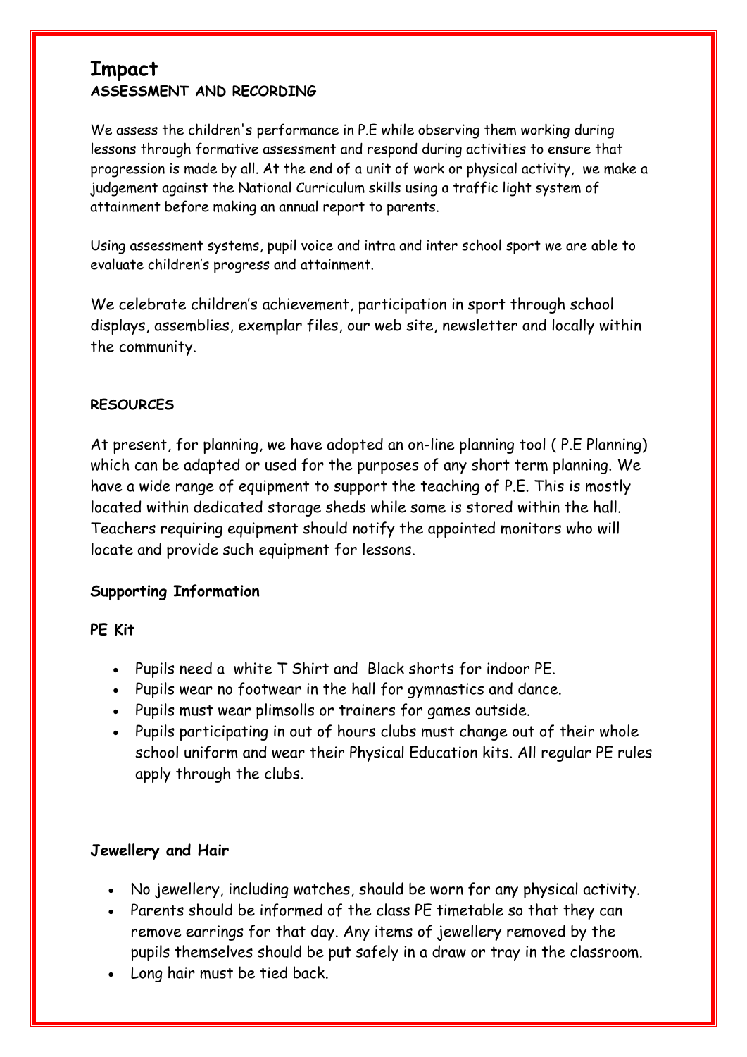# Impact

**ASSESSMENT AND RECORDING**

We assess the children's performance in P.E while observing them working during lessons through formative assessment and respond during activities to ensure that progression is made by all. At the end of a unit of work or physical activity, we make a judgement against the National Curriculum skills using a traffic light system of attainment before making an annual report to parents.

Using assessment systems, pupil voice and intra and inter school sport we are able to evaluate children's progress and attainment.

We celebrate children's achievement, participation in sport through school displays, assemblies, exemplar files, our web site, newsletter and locally within the community.

**RESOURCES**

At present, for planning, we have adopted an on-line planning tool ( P.E Planning) which can be adapted or used for the purposes of any short term planning. We have a wide range of equipment to support the teaching of P.E. This is mostly located within dedicated storage sheds while some is stored within the hall. Teachers requiring equipment should notify the appointed monitors who will locate and provide such equipment for lessons.

**Supporting Information**

**PE Kit**

- Pupils need a white T Shirt and Black shorts for indoor PE.
- Pupils wear no footwear in the hall for gymnastics and dance.
- Pupils must wear plimsolls or trainers for games outside.
- Pupils participating in out of hours clubs must change out of their whole school uniform and wear their Physical Education kits. All regular PE rules apply through the clubs.

**Jewellery and Hair**

- No jewellery, including watches, should be worn for any physical activity.
- Parents should be informed of the class PE timetable so that they can remove earrings for that day. Any items of jewellery removed by the pupils themselves should be put safely in a draw or tray in the classroom.
- Long hair must be tied back.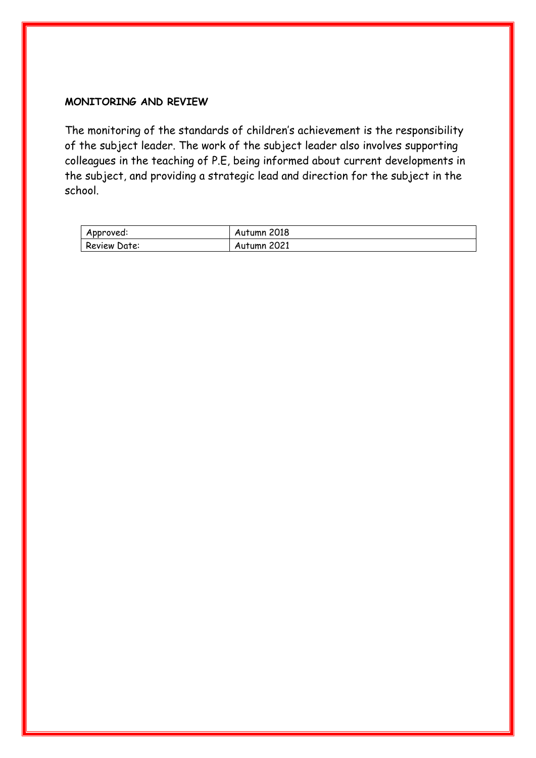**MONITORING AND REVIEW**

The monitoring of the standards of children's achievement is the responsibility of the subject leader. The work of the subject leader also involves supporting colleagues in the teaching of P.E, being informed about current developments in the subject, and providing a strategic lead and direction for the subject in the school.

| | |
|---|---|
| Approved: | Autumn 2018 |
| Review Date: | Autumn 2021 |